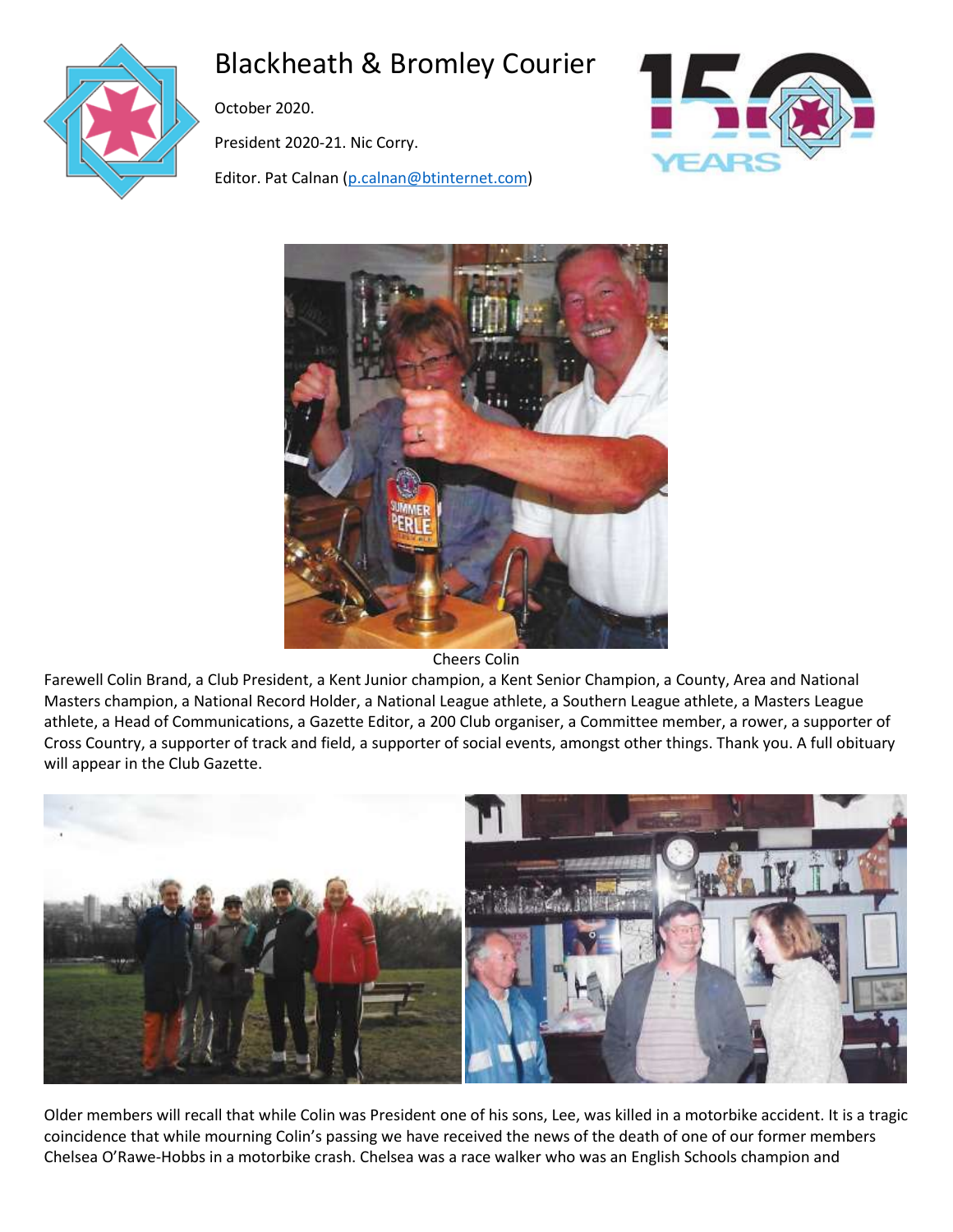# Blackheath & Bromley Courier

October 2020.

President 2020-21. Nic Corry.

Editor. Pat Calnan (p.calnan@btinternet.com)

Cheers Colin

Farewell Colin Brand, a Club President, a Kent Junior champion, a Kent Senior Champion, a County, Area and National Masters champion, a National Record Holder, a National League athlete, a Southern League athlete, a Masters League athlete, a Head of Communications, a Gazette Editor, a 200 Club organiser, a Committee member, a rower, a supporter of Cross Country, a supporter of track and field, a supporter of social events, amongst other things. Thank you. A full obituary will appear in the Club Gazette.

Older members will recall that while Colin was President one of his sons, Lee, was killed in a motorbike accident. It is a tragic coincidence that while mourning Colin's passing we have received the news of the death of one of our former members Chelsea O'Rawe-Hobbs in a motorbike crash. Chelsea was a race walker who was an English Schools champion and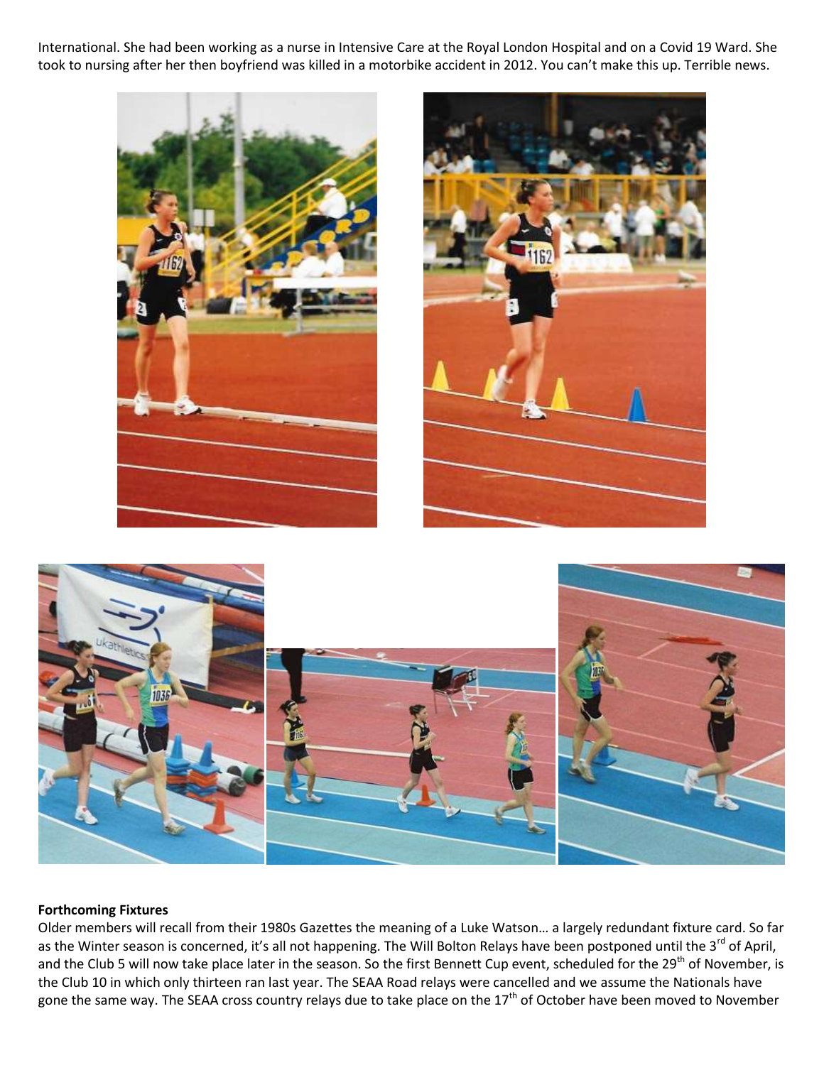International. She had been working as a nurse in Intensive Care at the Royal London Hospital and on a Covid 19 Ward. She took to nursing after her then boyfriend was killed in a motorbike accident in 2012. You can't make this up. Terrible news.

**Forthcoming Fixtures**

Older members will recall from their 1980s Gazettes the meaning of a Luke Watson… a largely redundant fixture card. So far as the Winter season is concerned, it's all not happening. The Will Bolton Relays have been postponed until the 3rd of April, and the Club 5 will now take place later in the season. So the first Bennett Cup event, scheduled for the 29th of November, is the Club 10 in which only thirteen ran last year. The SEAA Road relays were cancelled and we assume the Nationals have gone the same way. The SEAA cross country relays due to take place on the 17th of October have been moved to November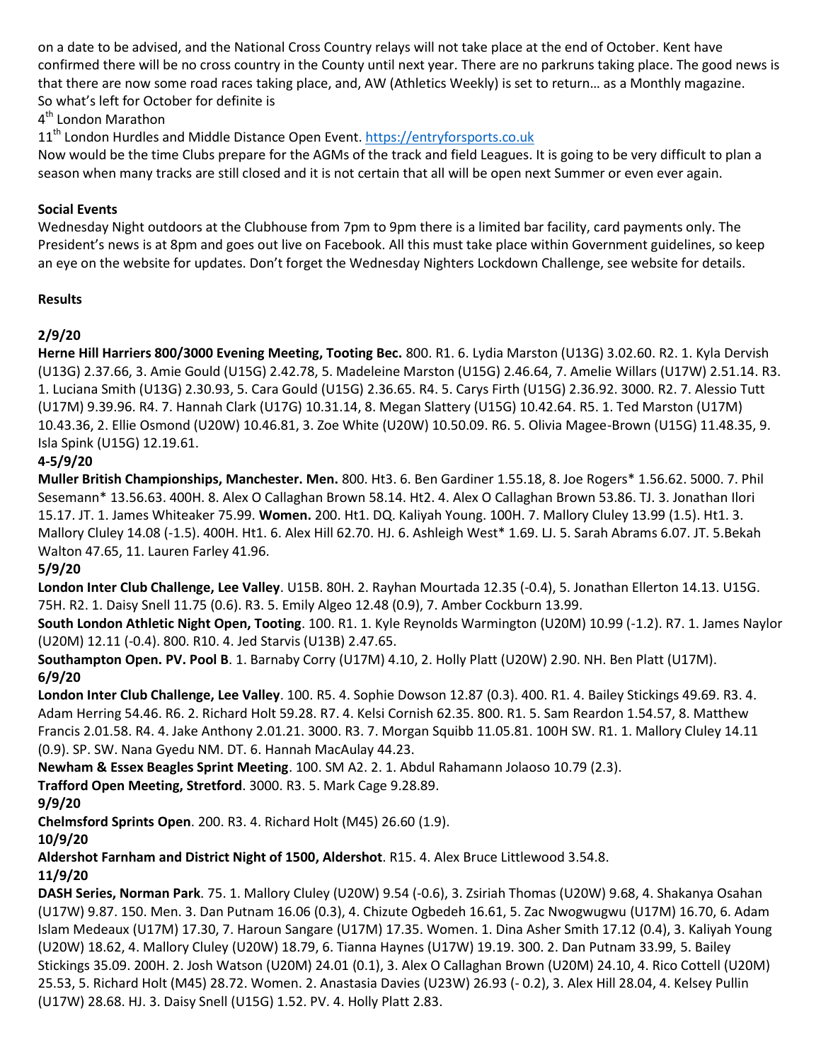on a date to be advised, and the National Cross Country relays will not take place at the end of October. Kent have confirmed there will be no cross country in the County until next year. There are no parkruns taking place. The good news is that there are now some road races taking place, and, AW (Athletics Weekly) is set to return… as a Monthly magazine.
So what's left for October for definite is

4th London Marathon

11th London Hurdles and Middle Distance Open Event. https://entryforsports.co.uk

Now would be the time Clubs prepare for the AGMs of the track and field Leagues. It is going to be very difficult to plan a season when many tracks are still closed and it is not certain that all will be open next Summer or even ever again.

**Social Events**

Wednesday Night outdoors at the Clubhouse from 7pm to 9pm there is a limited bar facility, card payments only. The President's news is at 8pm and goes out live on Facebook. All this must take place within Government guidelines, so keep an eye on the website for updates. Don't forget the Wednesday Nighters Lockdown Challenge, see website for details.

**Results**

**2/9/20**

**Herne Hill Harriers 800/3000 Evening Meeting, Tooting Bec.** 800. R1. 6. Lydia Marston (U13G) 3.02.60. R2. 1. Kyla Dervish (U13G) 2.37.66, 3. Amie Gould (U15G) 2.42.78, 5. Madeleine Marston (U15G) 2.46.64, 7. Amelie Willars (U17W) 2.51.14. R3. 1. Luciana Smith (U13G) 2.30.93, 5. Cara Gould (U15G) 2.36.65. R4. 5. Carys Firth (U15G) 2.36.92. 3000. R2. 7. Alessio Tutt (U17M) 9.39.96. R4. 7. Hannah Clark (U17G) 10.31.14, 8. Megan Slattery (U15G) 10.42.64. R5. 1. Ted Marston (U17M) 10.43.36, 2. Ellie Osmond (U20W) 10.46.81, 3. Zoe White (U20W) 10.50.09. R6. 5. Olivia Magee-Brown (U15G) 11.48.35, 9. Isla Spink (U15G) 12.19.61.

**4-5/9/20**

**Muller British Championships, Manchester. Men.** 800. Ht3. 6. Ben Gardiner 1.55.18, 8. Joe Rogers* 1.56.62. 5000. 7. Phil Sesemann* 13.56.63. 400H. 8. Alex O Callaghan Brown 58.14. Ht2. 4. Alex O Callaghan Brown 53.86. TJ. 3. Jonathan Ilori 15.17. JT. 1. James Whiteaker 75.99. **Women.** 200. Ht1. DQ. Kaliyah Young. 100H. 7. Mallory Cluley 13.99 (1.5). Ht1. 3. Mallory Cluley 14.08 (-1.5). 400H. Ht1. 6. Alex Hill 62.70. HJ. 6. Ashleigh West* 1.69. LJ. 5. Sarah Abrams 6.07. JT. 5.Bekah Walton 47.65, 11. Lauren Farley 41.96.

**5/9/20**

**London Inter Club Challenge, Lee Valley**. U15B. 80H. 2. Rayhan Mourtada 12.35 (-0.4), 5. Jonathan Ellerton 14.13. U15G. 75H. R2. 1. Daisy Snell 11.75 (0.6). R3. 5. Emily Algeo 12.48 (0.9), 7. Amber Cockburn 13.99.

**South London Athletic Night Open, Tooting**. 100. R1. 1. Kyle Reynolds Warmington (U20M) 10.99 (-1.2). R7. 1. James Naylor (U20M) 12.11 (-0.4). 800. R10. 4. Jed Starvis (U13B) 2.47.65.

**Southampton Open. PV. Pool B**. 1. Barnaby Corry (U17M) 4.10, 2. Holly Platt (U20W) 2.90. NH. Ben Platt (U17M).

**6/9/20**

**London Inter Club Challenge, Lee Valley**. 100. R5. 4. Sophie Dowson 12.87 (0.3). 400. R1. 4. Bailey Stickings 49.69. R3. 4. Adam Herring 54.46. R6. 2. Richard Holt 59.28. R7. 4. Kelsi Cornish 62.35. 800. R1. 5. Sam Reardon 1.54.57, 8. Matthew Francis 2.01.58. R4. 4. Jake Anthony 2.01.21. 3000. R3. 7. Morgan Squibb 11.05.81. 100H SW. R1. 1. Mallory Cluley 14.11 (0.9). SP. SW. Nana Gyedu NM. DT. 6. Hannah MacAulay 44.23.

**Newham & Essex Beagles Sprint Meeting**. 100. SM A2. 2. 1. Abdul Rahamann Jolaoso 10.79 (2.3).

**Trafford Open Meeting, Stretford**. 3000. R3. 5. Mark Cage 9.28.89.

**9/9/20**

**Chelmsford Sprints Open**. 200. R3. 4. Richard Holt (M45) 26.60 (1.9).

**10/9/20**

**Aldershot Farnham and District Night of 1500, Aldershot**. R15. 4. Alex Bruce Littlewood 3.54.8.

**11/9/20**

**DASH Series, Norman Park**. 75. 1. Mallory Cluley (U20W) 9.54 (-0.6), 3. Zsiriah Thomas (U20W) 9.68, 4. Shakanya Osahan (U17W) 9.87. 150. Men. 3. Dan Putnam 16.06 (0.3), 4. Chizute Ogbedeh 16.61, 5. Zac Nwogwugwu (U17M) 16.70, 6. Adam Islam Medeaux (U17M) 17.30, 7. Haroun Sangare (U17M) 17.35. Women. 1. Dina Asher Smith 17.12 (0.4), 3. Kaliyah Young (U20W) 18.62, 4. Mallory Cluley (U20W) 18.79, 6. Tianna Haynes (U17W) 19.19. 300. 2. Dan Putnam 33.99, 5. Bailey Stickings 35.09. 200H. 2. Josh Watson (U20M) 24.01 (0.1), 3. Alex O Callaghan Brown (U20M) 24.10, 4. Rico Cottell (U20M) 25.53, 5. Richard Holt (M45) 28.72. Women. 2. Anastasia Davies (U23W) 26.93 (- 0.2), 3. Alex Hill 28.04, 4. Kelsey Pullin (U17W) 28.68. HJ. 3. Daisy Snell (U15G) 1.52. PV. 4. Holly Platt 2.83.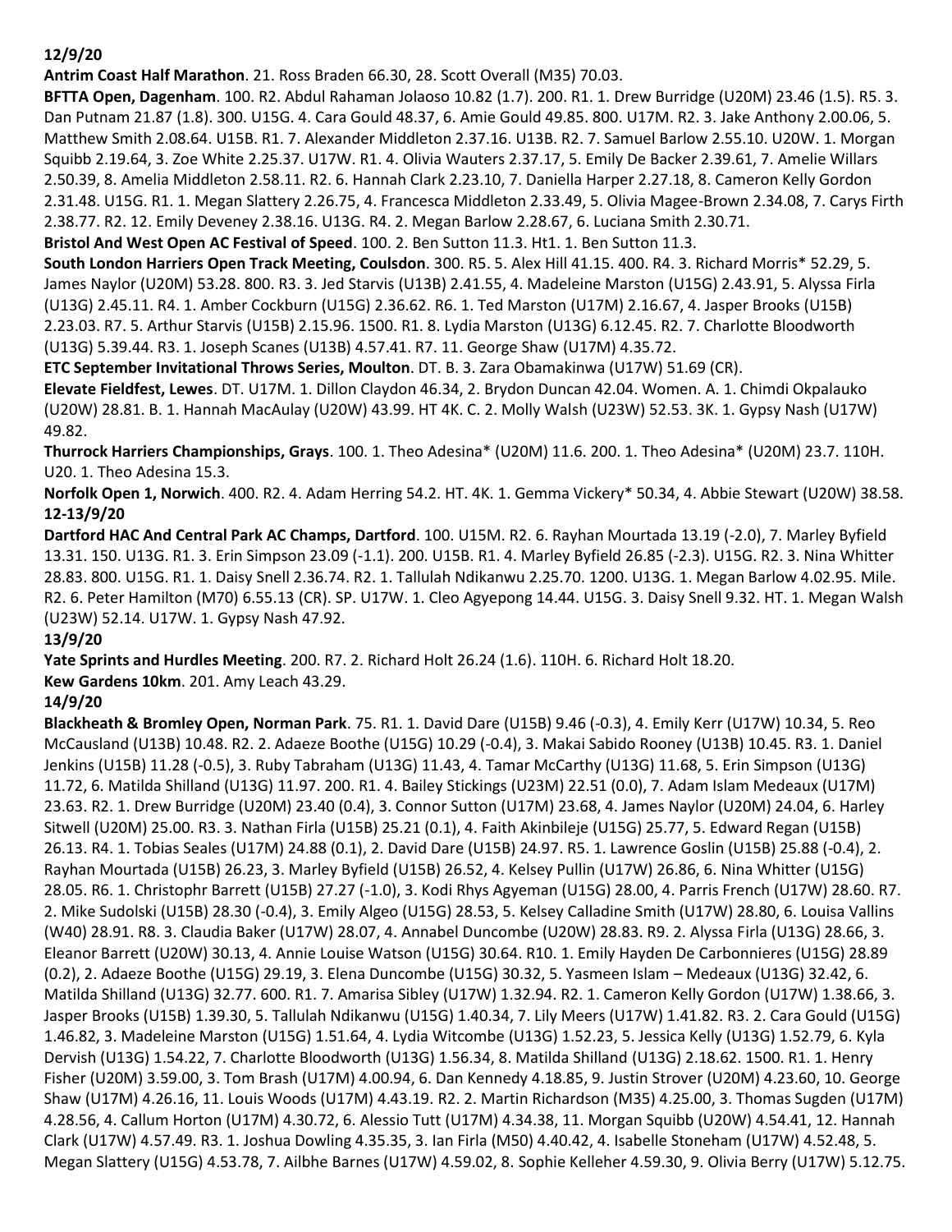**12/9/20**

**Antrim Coast Half Marathon**. 21. Ross Braden 66.30, 28. Scott Overall (M35) 70.03.

**BFTTA Open, Dagenham**. 100. R2. Abdul Rahaman Jolaoso 10.82 (1.7). 200. R1. 1. Drew Burridge (U20M) 23.46 (1.5). R5. 3. Dan Putnam 21.87 (1.8). 300. U15G. 4. Cara Gould 48.37, 6. Amie Gould 49.85. 800. U17M. R2. 3. Jake Anthony 2.00.06, 5. Matthew Smith 2.08.64. U15B. R1. 7. Alexander Middleton 2.37.16. U13B. R2. 7. Samuel Barlow 2.55.10. U20W. 1. Morgan Squibb 2.19.64, 3. Zoe White 2.25.37. U17W. R1. 4. Olivia Wauters 2.37.17, 5. Emily De Backer 2.39.61, 7. Amelie Willars 2.50.39, 8. Amelia Middleton 2.58.11. R2. 6. Hannah Clark 2.23.10, 7. Daniella Harper 2.27.18, 8. Cameron Kelly Gordon 2.31.48. U15G. R1. 1. Megan Slattery 2.26.75, 4. Francesca Middleton 2.33.49, 5. Olivia Magee-Brown 2.34.08, 7. Carys Firth 2.38.77. R2. 12. Emily Deveney 2.38.16. U13G. R4. 2. Megan Barlow 2.28.67, 6. Luciana Smith 2.30.71.

**Bristol And West Open AC Festival of Speed**. 100. 2. Ben Sutton 11.3. Ht1. 1. Ben Sutton 11.3.

**South London Harriers Open Track Meeting, Coulsdon**. 300. R5. 5. Alex Hill 41.15. 400. R4. 3. Richard Morris* 52.29, 5. James Naylor (U20M) 53.28. 800. R3. 3. Jed Starvis (U13B) 2.41.55, 4. Madeleine Marston (U15G) 2.43.91, 5. Alyssa Firla (U13G) 2.45.11. R4. 1. Amber Cockburn (U15G) 2.36.62. R6. 1. Ted Marston (U17M) 2.16.67, 4. Jasper Brooks (U15B) 2.23.03. R7. 5. Arthur Starvis (U15B) 2.15.96. 1500. R1. 8. Lydia Marston (U13G) 6.12.45. R2. 7. Charlotte Bloodworth (U13G) 5.39.44. R3. 1. Joseph Scanes (U13B) 4.57.41. R7. 11. George Shaw (U17M) 4.35.72.

**ETC September Invitational Throws Series, Moulton**. DT. B. 3. Zara Obamakinwa (U17W) 51.69 (CR).

**Elevate Fieldfest, Lewes**. DT. U17M. 1. Dillon Claydon 46.34, 2. Brydon Duncan 42.04. Women. A. 1. Chimdi Okpalauko (U20W) 28.81. B. 1. Hannah MacAulay (U20W) 43.99. HT 4K. C. 2. Molly Walsh (U23W) 52.53. 3K. 1. Gypsy Nash (U17W) 49.82.

**Thurrock Harriers Championships, Grays**. 100. 1. Theo Adesina* (U20M) 11.6. 200. 1. Theo Adesina* (U20M) 23.7. 110H. U20. 1. Theo Adesina 15.3.

**Norfolk Open 1, Norwich**. 400. R2. 4. Adam Herring 54.2. HT. 4K. 1. Gemma Vickery* 50.34, 4. Abbie Stewart (U20W) 38.58.

**12-13/9/20**

**Dartford HAC And Central Park AC Champs, Dartford**. 100. U15M. R2. 6. Rayhan Mourtada 13.19 (-2.0), 7. Marley Byfield 13.31. 150. U13G. R1. 3. Erin Simpson 23.09 (-1.1). 200. U15B. R1. 4. Marley Byfield 26.85 (-2.3). U15G. R2. 3. Nina Whitter 28.83. 800. U15G. R1. 1. Daisy Snell 2.36.74. R2. 1. Tallulah Ndikanwu 2.25.70. 1200. U13G. 1. Megan Barlow 4.02.95. Mile. R2. 6. Peter Hamilton (M70) 6.55.13 (CR). SP. U17W. 1. Cleo Agyepong 14.44. U15G. 3. Daisy Snell 9.32. HT. 1. Megan Walsh (U23W) 52.14. U17W. 1. Gypsy Nash 47.92.

**13/9/20**

**Yate Sprints and Hurdles Meeting**. 200. R7. 2. Richard Holt 26.24 (1.6). 110H. 6. Richard Holt 18.20.

**Kew Gardens 10km**. 201. Amy Leach 43.29.

**14/9/20**

**Blackheath & Bromley Open, Norman Park**. 75. R1. 1. David Dare (U15B) 9.46 (-0.3), 4. Emily Kerr (U17W) 10.34, 5. Reo McCausland (U13B) 10.48. R2. 2. Adaeze Boothe (U15G) 10.29 (-0.4), 3. Makai Sabido Rooney (U13B) 10.45. R3. 1. Daniel Jenkins (U15B) 11.28 (-0.5), 3. Ruby Tabraham (U13G) 11.43, 4. Tamar McCarthy (U13G) 11.68, 5. Erin Simpson (U13G) 11.72, 6. Matilda Shilland (U13G) 11.97. 200. R1. 4. Bailey Stickings (U23M) 22.51 (0.0), 7. Adam Islam Medeaux (U17M) 23.63. R2. 1. Drew Burridge (U20M) 23.40 (0.4), 3. Connor Sutton (U17M) 23.68, 4. James Naylor (U20M) 24.04, 6. Harley Sitwell (U20M) 25.00. R3. 3. Nathan Firla (U15B) 25.21 (0.1), 4. Faith Akinbileje (U15G) 25.77, 5. Edward Regan (U15B) 26.13. R4. 1. Tobias Seales (U17M) 24.88 (0.1), 2. David Dare (U15B) 24.97. R5. 1. Lawrence Goslin (U15B) 25.88 (-0.4), 2. Rayhan Mourtada (U15B) 26.23, 3. Marley Byfield (U15B) 26.52, 4. Kelsey Pullin (U17W) 26.86, 6. Nina Whitter (U15G) 28.05. R6. 1. Christophr Barrett (U15B) 27.27 (-1.0), 3. Kodi Rhys Agyeman (U15G) 28.00, 4. Parris French (U17W) 28.60. R7. 2. Mike Sudolski (U15B) 28.30 (-0.4), 3. Emily Algeo (U15G) 28.53, 5. Kelsey Calladine Smith (U17W) 28.80, 6. Louisa Vallins (W40) 28.91. R8. 3. Claudia Baker (U17W) 28.07, 4. Annabel Duncombe (U20W) 28.83. R9. 2. Alyssa Firla (U13G) 28.66, 3. Eleanor Barrett (U20W) 30.13, 4. Annie Louise Watson (U15G) 30.64. R10. 1. Emily Hayden De Carbonnieres (U15G) 28.89 (0.2), 2. Adaeze Boothe (U15G) 29.19, 3. Elena Duncombe (U15G) 30.32, 5. Yasmeen Islam – Medeaux (U13G) 32.42, 6. Matilda Shilland (U13G) 32.77. 600. R1. 7. Amarisa Sibley (U17W) 1.32.94. R2. 1. Cameron Kelly Gordon (U17W) 1.38.66, 3. Jasper Brooks (U15B) 1.39.30, 5. Tallulah Ndikanwu (U15G) 1.40.34, 7. Lily Meers (U17W) 1.41.82. R3. 2. Cara Gould (U15G) 1.46.82, 3. Madeleine Marston (U15G) 1.51.64, 4. Lydia Witcombe (U13G) 1.52.23, 5. Jessica Kelly (U13G) 1.52.79, 6. Kyla Dervish (U13G) 1.54.22, 7. Charlotte Bloodworth (U13G) 1.56.34, 8. Matilda Shilland (U13G) 2.18.62. 1500. R1. 1. Henry Fisher (U20M) 3.59.00, 3. Tom Brash (U17M) 4.00.94, 6. Dan Kennedy 4.18.85, 9. Justin Strover (U20M) 4.23.60, 10. George Shaw (U17M) 4.26.16, 11. Louis Woods (U17M) 4.43.19. R2. 2. Martin Richardson (M35) 4.25.00, 3. Thomas Sugden (U17M) 4.28.56, 4. Callum Horton (U17M) 4.30.72, 6. Alessio Tutt (U17M) 4.34.38, 11. Morgan Squibb (U20W) 4.54.41, 12. Hannah Clark (U17W) 4.57.49. R3. 1. Joshua Dowling 4.35.35, 3. Ian Firla (M50) 4.40.42, 4. Isabelle Stoneham (U17W) 4.52.48, 5. Megan Slattery (U15G) 4.53.78, 7. Ailbhe Barnes (U17W) 4.59.02, 8. Sophie Kelleher 4.59.30, 9. Olivia Berry (U17W) 5.12.75.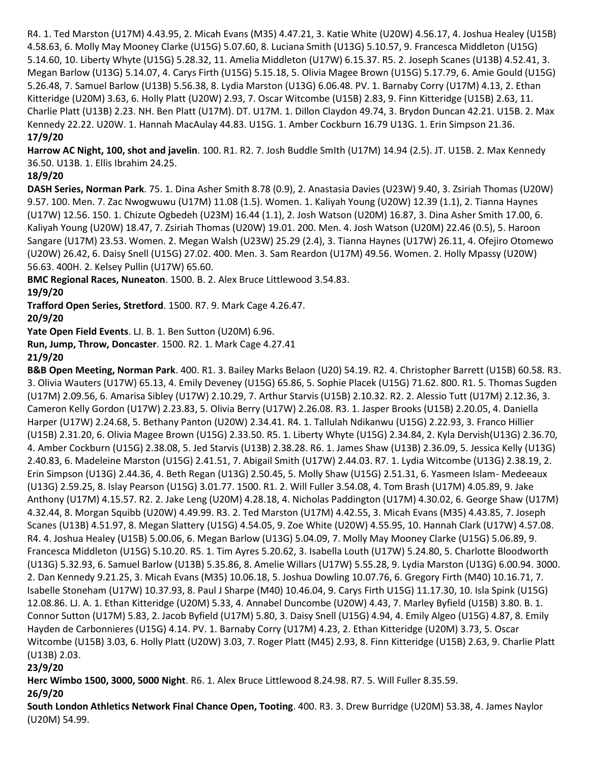R4. 1. Ted Marston (U17M) 4.43.95, 2. Micah Evans (M35) 4.47.21, 3. Katie White (U20W) 4.56.17, 4. Joshua Healey (U15B) 4.58.63, 6. Molly May Mooney Clarke (U15G) 5.07.60, 8. Luciana Smith (U13G) 5.10.57, 9. Francesca Middleton (U15G) 5.14.60, 10. Liberty Whyte (U15G) 5.28.32, 11. Amelia Middleton (U17W) 6.15.37. R5. 2. Joseph Scanes (U13B) 4.52.41, 3. Megan Barlow (U13G) 5.14.07, 4. Carys Firth (U15G) 5.15.18, 5. Olivia Magee Brown (U15G) 5.17.79, 6. Amie Gould (U15G) 5.26.48, 7. Samuel Barlow (U13B) 5.56.38, 8. Lydia Marston (U13G) 6.06.48. PV. 1. Barnaby Corry (U17M) 4.13, 2. Ethan Kitteridge (U20M) 3.63, 6. Holly Platt (U20W) 2.93, 7. Oscar Witcombe (U15B) 2.83, 9. Finn Kitteridge (U15B) 2.63, 11. Charlie Platt (U13B) 2.23. NH. Ben Platt (U17M). DT. U17M. 1. Dillon Claydon 49.74, 3. Brydon Duncan 42.21. U15B. 2. Max Kennedy 22.22. U20W. 1. Hannah MacAulay 44.83. U15G. 1. Amber Cockburn 16.79 U13G. 1. Erin Simpson 21.36.

**17/9/20**

**Harrow AC Night, 100, shot and javelin**. 100. R1. R2. 7. Josh Buddle SmIth (U17M) 14.94 (2.5). JT. U15B. 2. Max Kennedy 36.50. U13B. 1. Ellis Ibrahim 24.25.

**18/9/20**

**DASH Series, Norman Park**. 75. 1. Dina Asher Smith 8.78 (0.9), 2. Anastasia Davies (U23W) 9.40, 3. Zsiriah Thomas (U20W) 9.57. 100. Men. 7. Zac Nwogwuwu (U17M) 11.08 (1.5). Women. 1. Kaliyah Young (U20W) 12.39 (1.1), 2. Tianna Haynes (U17W) 12.56. 150. 1. Chizute Ogbedeh (U23M) 16.44 (1.1), 2. Josh Watson (U20M) 16.87, 3. Dina Asher Smith 17.00, 6. Kaliyah Young (U20W) 18.47, 7. Zsiriah Thomas (U20W) 19.01. 200. Men. 4. Josh Watson (U20M) 22.46 (0.5), 5. Haroon Sangare (U17M) 23.53. Women. 2. Megan Walsh (U23W) 25.29 (2.4), 3. Tianna Haynes (U17W) 26.11, 4. Ofejiro Otomewo (U20W) 26.42, 6. Daisy Snell (U15G) 27.02. 400. Men. 3. Sam Reardon (U17M) 49.56. Women. 2. Holly Mpassy (U20W) 56.63. 400H. 2. Kelsey Pullin (U17W) 65.60.

**BMC Regional Races, Nuneaton**. 1500. B. 2. Alex Bruce Littlewood 3.54.83.

**19/9/20**

**Trafford Open Series, Stretford**. 1500. R7. 9. Mark Cage 4.26.47.

**20/9/20**

**Yate Open Field Events**. LJ. B. 1. Ben Sutton (U20M) 6.96.

**Run, Jump, Throw, Doncaster**. 1500. R2. 1. Mark Cage 4.27.41

**21/9/20**

**B&B Open Meeting, Norman Park**. 400. R1. 3. Bailey Marks Belaon (U20) 54.19. R2. 4. Christopher Barrett (U15B) 60.58. R3. 3. Olivia Wauters (U17W) 65.13, 4. Emily Deveney (U15G) 65.86, 5. Sophie Placek (U15G) 71.62. 800. R1. 5. Thomas Sugden (U17M) 2.09.56, 6. Amarisa Sibley (U17W) 2.10.29, 7. Arthur Starvis (U15B) 2.10.32. R2. 2. Alessio Tutt (U17M) 2.12.36, 3. Cameron Kelly Gordon (U17W) 2.23.83, 5. Olivia Berry (U17W) 2.26.08. R3. 1. Jasper Brooks (U15B) 2.20.05, 4. Daniella Harper (U17W) 2.24.68, 5. Bethany Panton (U20W) 2.34.41. R4. 1. Tallulah Ndikanwu (U15G) 2.22.93, 3. Franco Hillier (U15B) 2.31.20, 6. Olivia Magee Brown (U15G) 2.33.50. R5. 1. Liberty Whyte (U15G) 2.34.84, 2. Kyla Dervish(U13G) 2.36.70, 4. Amber Cockburn (U15G) 2.38.08, 5. Jed Starvis (U13B) 2.38.28. R6. 1. James Shaw (U13B) 2.36.09, 5. Jessica Kelly (U13G) 2.40.83, 6. Madeleine Marston (U15G) 2.41.51, 7. Abigail Smith (U17W) 2.44.03. R7. 1. Lydia Witcombe (U13G) 2.38.19, 2. Erin Simpson (U13G) 2.44.36, 4. Beth Regan (U13G) 2.50.45, 5. Molly Shaw (U15G) 2.51.31, 6. Yasmeen Islam- Medeeaux (U13G) 2.59.25, 8. Islay Pearson (U15G) 3.01.77. 1500. R1. 2. Will Fuller 3.54.08, 4. Tom Brash (U17M) 4.05.89, 9. Jake Anthony (U17M) 4.15.57. R2. 2. Jake Leng (U20M) 4.28.18, 4. Nicholas Paddington (U17M) 4.30.02, 6. George Shaw (U17M) 4.32.44, 8. Morgan Squibb (U20W) 4.49.99. R3. 2. Ted Marston (U17M) 4.42.55, 3. Micah Evans (M35) 4.43.85, 7. Joseph Scanes (U13B) 4.51.97, 8. Megan Slattery (U15G) 4.54.05, 9. Zoe White (U20W) 4.55.95, 10. Hannah Clark (U17W) 4.57.08. R4. 4. Joshua Healey (U15B) 5.00.06, 6. Megan Barlow (U13G) 5.04.09, 7. Molly May Mooney Clarke (U15G) 5.06.89, 9. Francesca Middleton (U15G) 5.10.20. R5. 1. Tim Ayres 5.20.62, 3. Isabella Louth (U17W) 5.24.80, 5. Charlotte Bloodworth (U13G) 5.32.93, 6. Samuel Barlow (U13B) 5.35.86, 8. Amelie Willars (U17W) 5.55.28, 9. Lydia Marston (U13G) 6.00.94. 3000. 2. Dan Kennedy 9.21.25, 3. Micah Evans (M35) 10.06.18, 5. Joshua Dowling 10.07.76, 6. Gregory Firth (M40) 10.16.71, 7. Isabelle Stoneham (U17W) 10.37.93, 8. Paul J Sharpe (M40) 10.46.04, 9. Carys Firth U15G) 11.17.30, 10. Isla Spink (U15G) 12.08.86. LJ. A. 1. Ethan Kitteridge (U20M) 5.33, 4. Annabel Duncombe (U20W) 4.43, 7. Marley Byfield (U15B) 3.80. B. 1. Connor Sutton (U17M) 5.83, 2. Jacob Byfield (U17M) 5.80, 3. Daisy Snell (U15G) 4.94, 4. Emily Algeo (U15G) 4.87, 8. Emily Hayden de Carbonnieres (U15G) 4.14. PV. 1. Barnaby Corry (U17M) 4.23, 2. Ethan Kitteridge (U20M) 3.73, 5. Oscar Witcombe (U15B) 3.03, 6. Holly Platt (U20W) 3.03, 7. Roger Platt (M45) 2.93, 8. Finn Kitteridge (U15B) 2.63, 9. Charlie Platt (U13B) 2.03.

**23/9/20**

**Herc Wimbo 1500, 3000, 5000 Night**. R6. 1. Alex Bruce Littlewood 8.24.98. R7. 5. Will Fuller 8.35.59.

**26/9/20**

**South London Athletics Network Final Chance Open, Tooting**. 400. R3. 3. Drew Burridge (U20M) 53.38, 4. James Naylor (U20M) 54.99.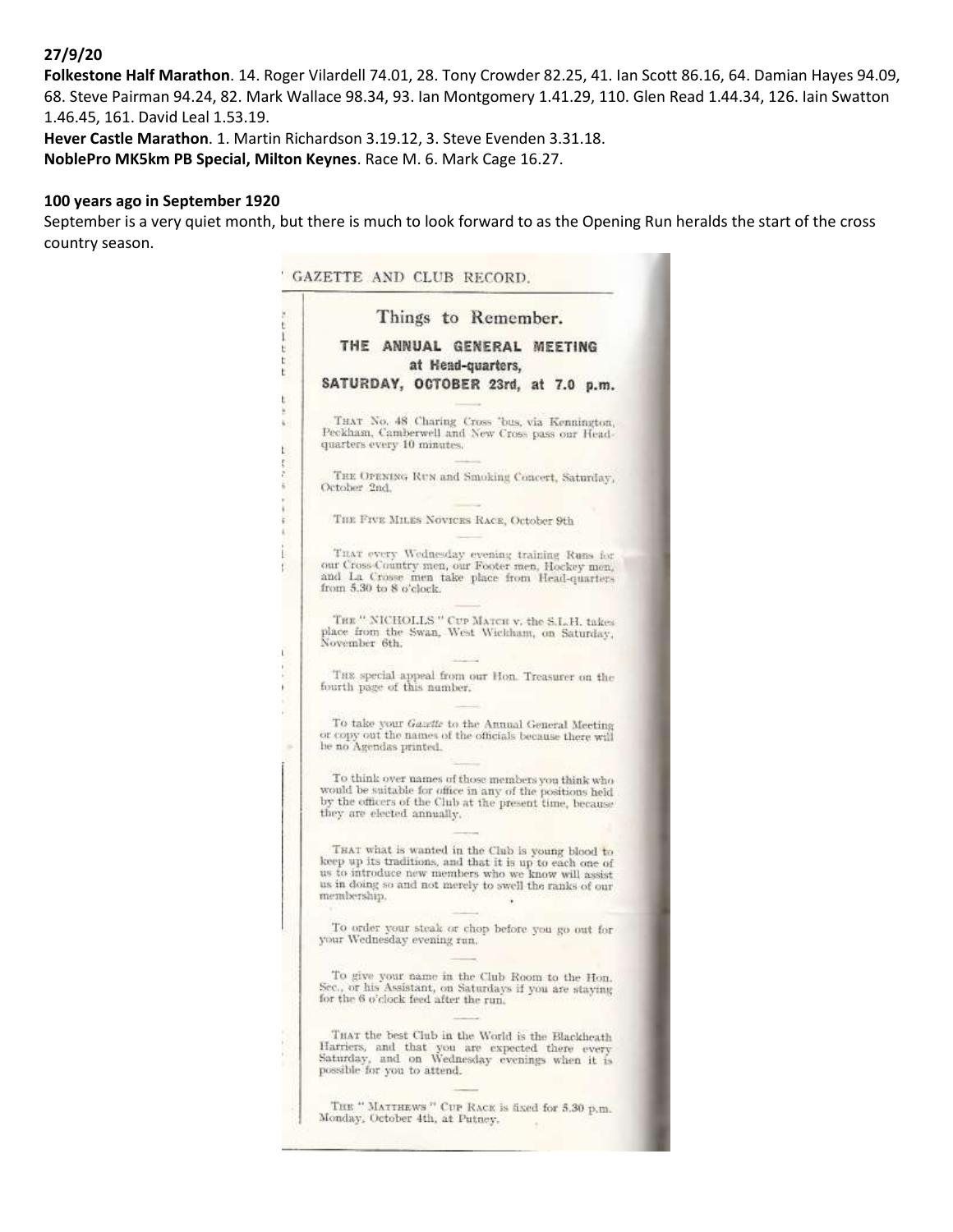**27/9/20**

**Folkestone Half Marathon**. 14. Roger Vilardell 74.01, 28. Tony Crowder 82.25, 41. Ian Scott 86.16, 64. Damian Hayes 94.09, 68. Steve Pairman 94.24, 82. Mark Wallace 98.34, 93. Ian Montgomery 1.41.29, 110. Glen Read 1.44.34, 126. Iain Swatton 1.46.45, 161. David Leal 1.53.19.

**Hever Castle Marathon**. 1. Martin Richardson 3.19.12, 3. Steve Evenden 3.31.18.

**NoblePro MK5km PB Special, Milton Keynes**. Race M. 6. Mark Cage 16.27.

**100 years ago in September 1920**

September is a very quiet month, but there is much to look forward to as the Opening Run heralds the start of the cross country season.

GAZETTE AND CLUB RECORD.

## Things to Remember.

### THE ANNUAL GENERAL MEETING at Head-quarters, SATURDAY, OCTOBER 23rd, at 7.0 p.m.

THAT No. 48 Charing Cross 'bus, via Kennington, Peckham, Camberwell and New Cross pass our Head-quarters every 10 minutes.

THE OPENING RUN and Smoking Concert, Saturday, October 2nd.

THE FIVE MILES NOVICES RACE, October 9th

THAT every Wednesday evening training Runs for our Cross-Country men, our Footer men, Hockey men, and La Crosse men take place from Head-quarters from 5.30 to 8 o'clock.

THE "NICHOLLS" CUP MATCH v. the S.L.H. takes place from the Swan, West Wickham, on Saturday, November 6th.

THE special appeal from our Hon. Treasurer on the fourth page of this number.

To take your *Gazette* to the Annual General Meeting or copy out the names of the officials because there will be no Agendas printed.

To think over names of those members you think who would be suitable for office in any of the positions held by the officers of the Club at the present time, because they are elected annually.

THAT what is wanted in the Club is young blood to keep up its traditions, and that it is up to each one of us to introduce new members who we know will assist us in doing so and not merely to swell the ranks of our membership.

To order your steak or chop before you go out for your Wednesday evening run.

To give your name in the Club Room to the Hon. Sec., or his Assistant, on Saturdays if you are staying for the 6 o'clock feed after the run.

THAT the best Club in the World is the Blackheath Harriers, and that you are expected there every Saturday, and on Wednesday evenings when it is possible for you to attend.

THE "MATTHEWS" CUP RACE is fixed for 5.30 p.m. Monday, October 4th, at Putney.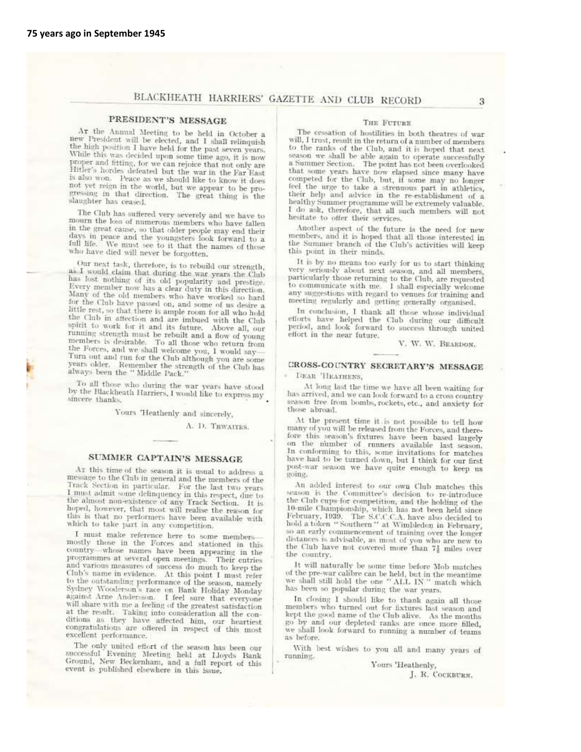**75 years ago in September 1945**

## PRESIDENT'S MESSAGE

At the Annual Meeting to be held in October a new President will be elected, and I shall relinquish the high position I have held for the past seven years. While this was decided upon some time ago, it is now proper and fitting, for we can rejoice that not only are Hitler's hordes defeated but the war in the Far East is also won. Peace as we should like to know it does not yet reign in the world, but we appear to be progressing in that direction. The great thing is the slaughter has ceased.

The Club has suffered very severely and we have to mourn the loss of numerous members who have fallen in the great cause, so that older people may end their days in peace and the youngsters look forward to a full life. We must see to it that the names of those who have died will never be forgotten.

Our next task, therefore, is to rebuild our strength, as I would claim that during the war years the Club has lost nothing of its old popularity and prestige. Every member now has a clear duty in this direction. Many of the old members who have worked so hard for the Club have passed on, and some of us desire a little rest, so that there is ample room for all who hold the Club in affection and are imbued with the Club spirit to work for it and its future. Above all, our running strength must be rebuilt and a flow of young members is desirable. To all those who return from the Forces, and we shall welcome you, I would say—Turn out and run for the Club although you are some years older. Remember the strength of the Club has always been the "Middle Pack."

To all those who during the war years have stood by the Blackheath Harriers, I would like to express my sincere thanks.

Yours 'Heathenly and sincerely,

A. D. Thwaites.

## SUMMER CAPTAIN'S MESSAGE

At this time of the season it is usual to address a message to the Club in general and the members of the Track Section in particular. For the last two years I must admit some delinquency in this respect, due to the almost non-existence of any Track Section. It is hoped, however, that most will realise the reason for this is that no performers have been available with which to take part in any competition.

I must make reference here to some members—mostly those in the Forces and stationed in this country—whose names have been appearing in the programmes at several open meetings. Their entries and various measures of success do much to keep the Club's name in evidence. At this point I must refer to the outstanding performance of the season, namely Sydney Wooderson's race on Bank Holiday Monday against Arne Andersson. I feel sure that everyone will share with me a feeling of the greatest satisfaction at the result. Taking into consideration all the conditions as they have affected him, our heartiest congratulations are offered in respect of this most excellent performance.

The only united effort of the season has been our successful Evening Meeting held at Lloyds Bank Ground, New Beckenham, and a full report of this event is published elsewhere in this issue.

### The Future

The cessation of hostilities in both theatres of war will, I trust, result in the return of a number of members to the ranks of the Club, and it is hoped that next season we shall be able again to operate successfully a Summer Section. The point has not been overlooked that some years have now elapsed since many have competed for the Club, but, if some may no longer feel the urge to take a strenuous part in athletics, their help and advice in the re-establishment of a healthy Summer programme will be extremely valuable. I do ask, therefore, that all such members will not hesitate to offer their services.

Another aspect of the future is the need for new members, and it is hoped that all those interested in the Summer branch of the Club's activities will keep this point in their minds.

It is by no means too early for us to start thinking very seriously about next season, and all members, particularly those returning to the Club, are requested to communicate with me. I shall especially welcome any suggestions with regard to venues for training and meeting regularly and getting generally organised.

In conclusion, I thank all those whose individual efforts have helped the Club during our difficult period, and look forward to success through united effort in the near future.

V. W. W. Beardon.

## CROSS-COUNTRY SECRETARY'S MESSAGE

Dear 'Heathens,

At long last the time we have all been waiting for has arrived, and we can look forward to a cross country season free from bombs, rockets, etc., and anxiety for those abroad.

At the present time it is not possible to tell how many of you will be released from the Forces, and therefore this season's fixtures have been based largely on the number of runners available last season. In conforming to this, some invitations for matches have had to be turned down, but I think for our first post-war season we have quite enough to keep us going.

An added interest to our own Club matches this season is the Committee's decision to re-introduce the Club cups for competition, and the holding of the 10-mile Championship, which has not been held since February, 1939. The S.C.C.C.A. have also decided to hold a token "Southern" at Wimbledon in February, so an early commencement of training over the longer distances is advisable, as most of you who are new to the Club have not covered more than 7½ miles over the country.

It will naturally be some time before Mob matches of the pre-war calibre can be held, but in the meantime we shall still hold the one "ALL IN" match which has been so popular during the war years.

In closing I should like to thank again all those members who turned out for fixtures last season and kept the good name of the Club alive. As the months go by and our depleted ranks are once more filled, we shall look forward to running a number of teams as before.

With best wishes to you all and many years of running.

Yours 'Heathenly,

J. R. Cockburn.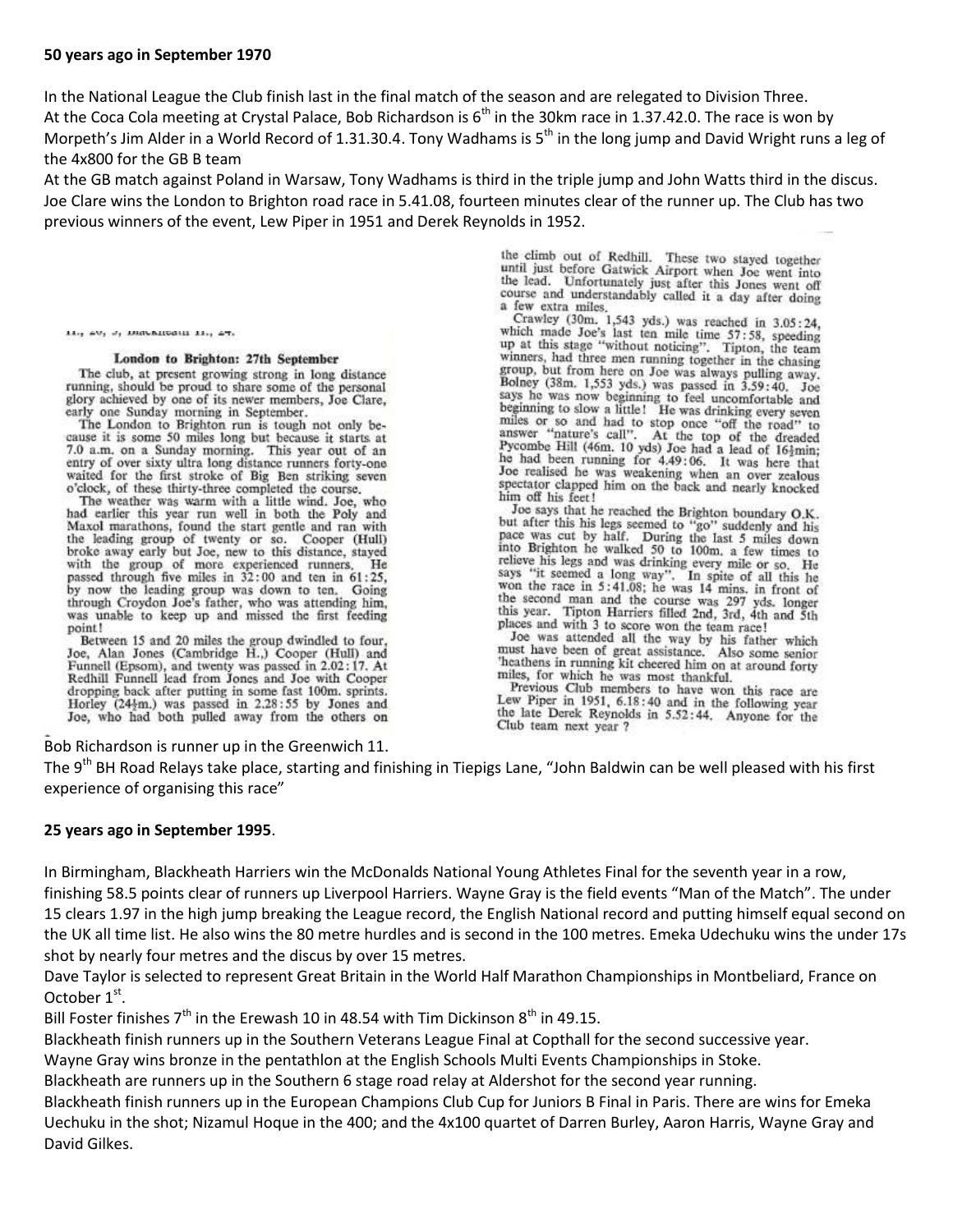**50 years ago in September 1970**

In the National League the Club finish last in the final match of the season and are relegated to Division Three.
At the Coca Cola meeting at Crystal Palace, Bob Richardson is 6th in the 30km race in 1.37.42.0. The race is won by Morpeth's Jim Alder in a World Record of 1.31.30.4. Tony Wadhams is 5th in the long jump and David Wright runs a leg of the 4x800 for the GB B team
At the GB match against Poland in Warsaw, Tony Wadhams is third in the triple jump and John Watts third in the discus.
Joe Clare wins the London to Brighton road race in 5.41.08, fourteen minutes clear of the runner up. The Club has two previous winners of the event, Lew Piper in 1951 and Derek Reynolds in 1952.

11., 20, 5, Blackheath 11., 27.

### London to Brighton: 27th September

The club, at present growing strong in long distance running, should be proud to share some of the personal glory achieved by one of its newer members, Joe Clare, early one Sunday morning in September.

The London to Brighton run is tough not only because it is some 50 miles long but because it starts at 7.0 a.m. on a Sunday morning. This year out of an entry of over sixty ultra long distance runners forty-one waited for the first stroke of Big Ben striking seven o'clock, of these thirty-three completed the course.

The weather was warm with a little wind. Joe, who had earlier this year run well in both the Poly and Maxol marathons, found the start gentle and ran with the leading group of twenty or so. Cooper (Hull) broke away early but Joe, new to this distance, stayed with the group of more experienced runners. He passed through five miles in 32:00 and ten in 61:25, by now the leading group was down to ten. Going through Croydon Joe's father, who was attending him, was unable to keep up and missed the first feeding point!

Between 15 and 20 miles the group dwindled to four, Joe, Alan Jones (Cambridge H.) Cooper (Hull) and Funnell (Epsom), and twenty was passed in 2.02:17. At Redhill Funnell lead from Jones and Joe with Cooper dropping back after putting in some fast 100m. sprints. Horley (24½m.) was passed in 2.28:55 by Jones and Joe, who had both pulled away from the others on the climb out of Redhill. These two stayed together until just before Gatwick Airport when Joe went into the lead. Unfortunately just after this Jones went off course and understandably called it a day after doing a few extra miles.

Crawley (30m. 1,543 yds.) was reached in 3.05:24, which made Joe's last ten mile time 57:58, speeding up at this stage "without noticing". Tipton, the team winners, had three men running together in the chasing group, but from here on Joe was always pulling away. Bolney (38m. 1,553 yds.) was passed in 3.59:40. Joe says he was now beginning to feel uncomfortable and beginning to slow a little! He was drinking every seven miles or so and had to stop once "off the road" to answer "nature's call". At the top of the dreaded Pycombe Hill (46m. 10 yds) Joe had a lead of 16½min; he had been running for 4.49:06. It was here that Joe realised he was weakening when an over zealous spectator clapped him on the back and nearly knocked him off his feet!

Joe says that he reached the Brighton boundary O.K. but after this his legs seemed to "go" suddenly and his pace was cut by half. During the last 5 miles down into Brighton he walked 50 to 100m. a few times to relieve his legs and was drinking every mile or so. He says "it seemed a long way". In spite of all this he won the race in 5:41.08; he was 14 mins. in front of the second man and the course was 297 yds. longer this year. Tipton Harriers filled 2nd, 3rd, 4th and 5th places and with 3 to score won the team race!

Joe was attended all the way by his father which must have been of great assistance. Also some senior 'heathens in running kit cheered him on at around forty miles, for which he was most thankful.

Previous Club members to have won this race are Lew Piper in 1951, 6.18:40 and in the following year the late Derek Reynolds in 5.52:44. Anyone for the Club team next year ?

Bob Richardson is runner up in the Greenwich 11.
The 9th BH Road Relays take place, starting and finishing in Tiepigs Lane, "John Baldwin can be well pleased with his first experience of organising this race"

**25 years ago in September 1995**.

In Birmingham, Blackheath Harriers win the McDonalds National Young Athletes Final for the seventh year in a row, finishing 58.5 points clear of runners up Liverpool Harriers. Wayne Gray is the field events "Man of the Match". The under 15 clears 1.97 in the high jump breaking the League record, the English National record and putting himself equal second on the UK all time list. He also wins the 80 metre hurdles and is second in the 100 metres. Emeka Udechuku wins the under 17s shot by nearly four metres and the discus by over 15 metres.
Dave Taylor is selected to represent Great Britain in the World Half Marathon Championships in Montbeliard, France on October 1st.
Bill Foster finishes 7th in the Erewash 10 in 48.54 with Tim Dickinson 8th in 49.15.
Blackheath finish runners up in the Southern Veterans League Final at Copthall for the second successive year.
Wayne Gray wins bronze in the pentathlon at the English Schools Multi Events Championships in Stoke.
Blackheath are runners up in the Southern 6 stage road relay at Aldershot for the second year running.
Blackheath finish runners up in the European Champions Club Cup for Juniors B Final in Paris. There are wins for Emeka Uechuku in the shot; Nizamul Hoque in the 400; and the 4x100 quartet of Darren Burley, Aaron Harris, Wayne Gray and David Gilkes.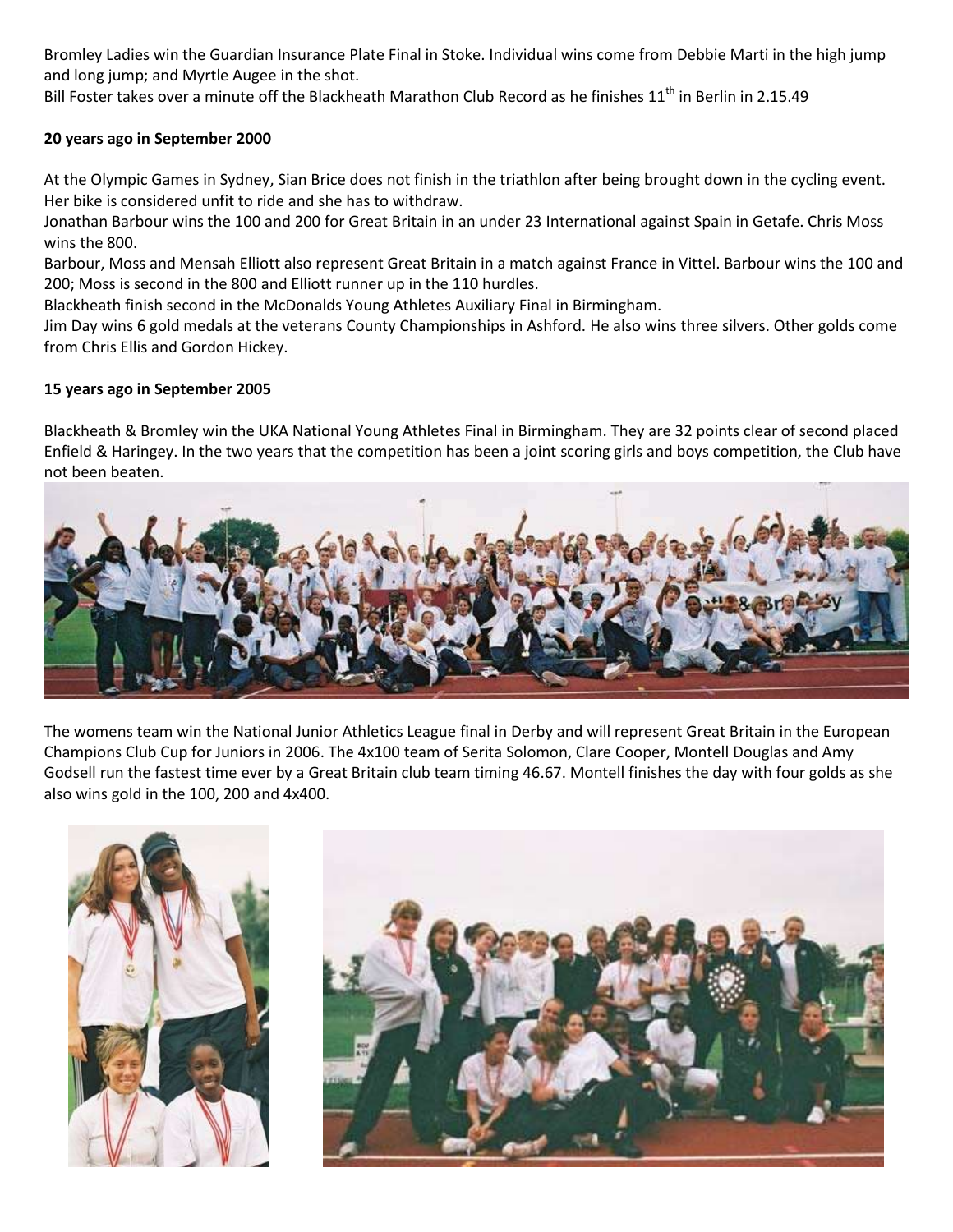Bromley Ladies win the Guardian Insurance Plate Final in Stoke. Individual wins come from Debbie Marti in the high jump and long jump; and Myrtle Augee in the shot.

Bill Foster takes over a minute off the Blackheath Marathon Club Record as he finishes 11th in Berlin in 2.15.49

**20 years ago in September 2000**

At the Olympic Games in Sydney, Sian Brice does not finish in the triathlon after being brought down in the cycling event. Her bike is considered unfit to ride and she has to withdraw.

Jonathan Barbour wins the 100 and 200 for Great Britain in an under 23 International against Spain in Getafe. Chris Moss wins the 800.

Barbour, Moss and Mensah Elliott also represent Great Britain in a match against France in Vittel. Barbour wins the 100 and 200; Moss is second in the 800 and Elliott runner up in the 110 hurdles.

Blackheath finish second in the McDonalds Young Athletes Auxiliary Final in Birmingham.

Jim Day wins 6 gold medals at the veterans County Championships in Ashford. He also wins three silvers. Other golds come from Chris Ellis and Gordon Hickey.

**15 years ago in September 2005**

Blackheath & Bromley win the UKA National Young Athletes Final in Birmingham. They are 32 points clear of second placed Enfield & Haringey. In the two years that the competition has been a joint scoring girls and boys competition, the Club have not been beaten.

The womens team win the National Junior Athletics League final in Derby and will represent Great Britain in the European Champions Club Cup for Juniors in 2006. The 4x100 team of Serita Solomon, Clare Cooper, Montell Douglas and Amy Godsell run the fastest time ever by a Great Britain club team timing 46.67. Montell finishes the day with four golds as she also wins gold in the 100, 200 and 4x400.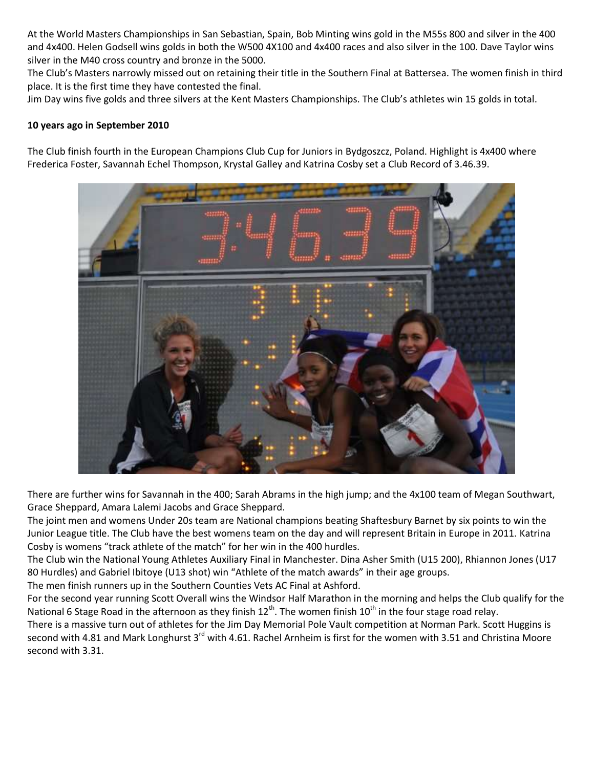At the World Masters Championships in San Sebastian, Spain, Bob Minting wins gold in the M55s 800 and silver in the 400 and 4x400. Helen Godsell wins golds in both the W500 4X100 and 4x400 races and also silver in the 100. Dave Taylor wins silver in the M40 cross country and bronze in the 5000.

The Club's Masters narrowly missed out on retaining their title in the Southern Final at Battersea. The women finish in third place. It is the first time they have contested the final.

Jim Day wins five golds and three silvers at the Kent Masters Championships. The Club's athletes win 15 golds in total.

**10 years ago in September 2010**

The Club finish fourth in the European Champions Club Cup for Juniors in Bydgoszcz, Poland. Highlight is 4x400 where Frederica Foster, Savannah Echel Thompson, Krystal Galley and Katrina Cosby set a Club Record of 3.46.39.

There are further wins for Savannah in the 400; Sarah Abrams in the high jump; and the 4x100 team of Megan Southwart, Grace Sheppard, Amara Lalemi Jacobs and Grace Sheppard.

The joint men and womens Under 20s team are National champions beating Shaftesbury Barnet by six points to win the Junior League title. The Club have the best womens team on the day and will represent Britain in Europe in 2011. Katrina Cosby is womens "track athlete of the match" for her win in the 400 hurdles.

The Club win the National Young Athletes Auxiliary Final in Manchester. Dina Asher Smith (U15 200), Rhiannon Jones (U17 80 Hurdles) and Gabriel Ibitoye (U13 shot) win "Athlete of the match awards" in their age groups.

The men finish runners up in the Southern Counties Vets AC Final at Ashford.

For the second year running Scott Overall wins the Windsor Half Marathon in the morning and helps the Club qualify for the National 6 Stage Road in the afternoon as they finish 12th. The women finish 10th in the four stage road relay.

There is a massive turn out of athletes for the Jim Day Memorial Pole Vault competition at Norman Park. Scott Huggins is second with 4.81 and Mark Longhurst 3rd with 4.61. Rachel Arnheim is first for the women with 3.51 and Christina Moore second with 3.31.